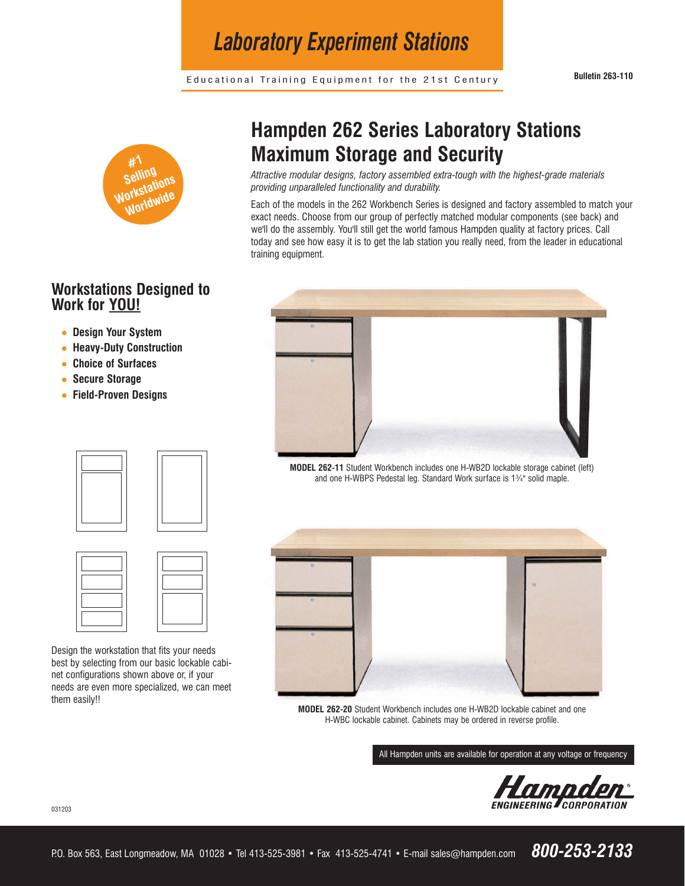# Laboratory Experiment Stations

Educational Training Equipment for the 21st Century

Bulletin 263-110

#1 Selling Workstations Worldwide

## Hampden 262 Series Laboratory Stations Maximum Storage and Security

*Attractive modular designs, factory assembled extra-tough with the highest-grade materials providing unparalleled functionality and durability.*

Each of the models in the 262 Workbench Series is designed and factory assembled to match your exact needs. Choose from our group of perfectly matched modular components (see back) and we'll do the assembly. You'll still get the world famous Hampden quality at factory prices. Call today and see how easy it is to get the lab station you really need, from the leader in educational training equipment.

## Workstations Designed to Work for YOU!

- **Design Your System**
- **Heavy-Duty Construction**
- **Choice of Surfaces**
- **Secure Storage**
- **Field-Proven Designs**

Design the workstation that fits your needs best by selecting from our basic lockable cabinet configurations shown above or, if your needs are even more specialized, we can meet them easily!!

**MODEL 262-11** Student Workbench includes one H-WB2D lockable storage cabinet (left) and one H-WBPS Pedestal leg. Standard Work surface is 1¾" solid maple.

**MODEL 262-20** Student Workbench includes one H-WB2D lockable cabinet and one H-WBC lockable cabinet. Cabinets may be ordered in reverse profile.

All Hampden units are available for operation at any voltage or frequency

Hampden® ENGINEERING CORPORATION

031203

P.O. Box 563, East Longmeadow, MA 01028 • Tel 413-525-3981 • Fax 413-525-4741 • E-mail sales@hampden.com **800-253-2133**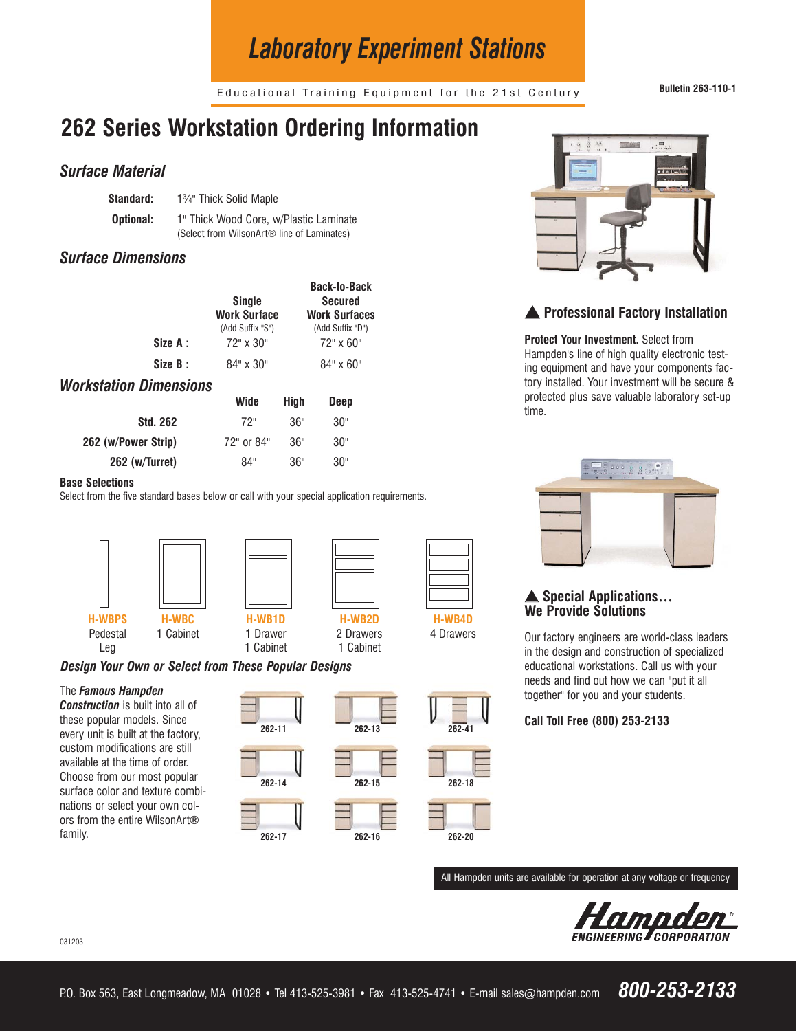# Laboratory Experiment Stations

Educational Training Equipment for the 21st Century

**Bulletin 263-110-1**

## 262 Series Workstation Ordering Information

### *Surface Material*

**Standard:** 1¾" Thick Solid Maple

**Optional:** 1" Thick Wood Core, w/Plastic Laminate
(Select from WilsonArt® line of Laminates)

### *Surface Dimensions*

| | Single Work Surface (Add Suffix "S") | Back-to-Back Secured Work Surfaces (Add Suffix "D") |
|---|---|---|
| **Size A :** | 72" x 30" | 72" x 60" |
| **Size B :** | 84" x 30" | 84" x 60" |

### *Workstation Dimensions*

| | Wide | High | Deep |
|---|---|---|---|
| **Std. 262** | 72" | 36" | 30" |
| **262 (w/Power Strip)** | 72" or 84" | 36" | 30" |
| **262 (w/Turret)** | 84" | 36" | 30" |

**Base Selections**

Select from the five standard bases below or call with your special application requirements.

| H-WBPS | H-WBC | H-WB1D | H-WB2D | H-WB4D |
|---|---|---|---|---|
| Pedestal Leg | 1 Cabinet | 1 Drawer 1 Cabinet | 2 Drawers 1 Cabinet | 4 Drawers |

### *Design Your Own or Select from These Popular Designs*

The ***Famous Hampden Construction*** is built into all of these popular models. Since every unit is built at the factory, custom modifications are still available at the time of order. Choose from our most popular surface color and texture combinations or select your own colors from the entire WilsonArt® family.

262-11 262-13 262-41

262-14 262-15 262-18

262-17 262-16 262-20

### ▲ Professional Factory Installation

**Protect Your Investment.** Select from Hampden's line of high quality electronic testing equipment and have your components factory installed. Your investment will be secure & protected plus save valuable laboratory set-up time.

### ▲ Special Applications… We Provide Solutions

Our factory engineers are world-class leaders in the design and construction of specialized educational workstations. Call us with your needs and find out how we can "put it all together" for you and your students.

**Call Toll Free (800) 253-2133**

All Hampden units are available for operation at any voltage or frequency

Hampden® ENGINEERING CORPORATION

031203

P.O. Box 563, East Longmeadow, MA 01028 • Tel 413-525-3981 • Fax 413-525-4741 • E-mail sales@hampden.com **800-253-2133**